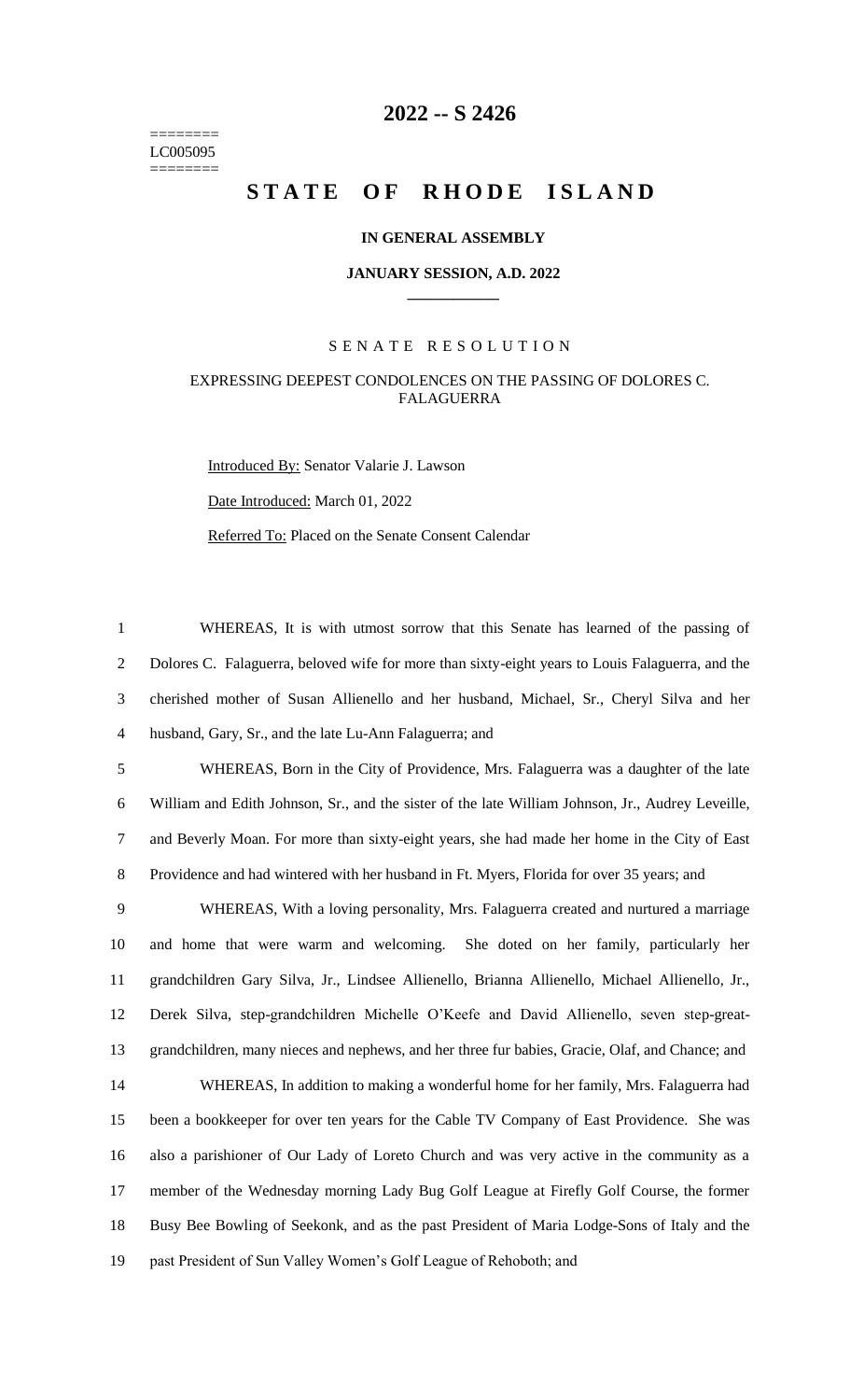# 2022 -- S 2426

========
LC005095
========

# STATE OF RHODE ISLAND

## IN GENERAL ASSEMBLY

### JANUARY SESSION, A.D. 2022

---

SENATE RESOLUTION

EXPRESSING DEEPEST CONDOLENCES ON THE PASSING OF DOLORES C. FALAGUERRA

Introduced By: Senator Valarie J. Lawson

Date Introduced: March 01, 2022

Referred To: Placed on the Senate Consent Calendar

WHEREAS, It is with utmost sorrow that this Senate has learned of the passing of Dolores C. Falaguerra, beloved wife for more than sixty-eight years to Louis Falaguerra, and the cherished mother of Susan Allienello and her husband, Michael, Sr., Cheryl Silva and her husband, Gary, Sr., and the late Lu-Ann Falaguerra; and

WHEREAS, Born in the City of Providence, Mrs. Falaguerra was a daughter of the late William and Edith Johnson, Sr., and the sister of the late William Johnson, Jr., Audrey Leveille, and Beverly Moan. For more than sixty-eight years, she had made her home in the City of East Providence and had wintered with her husband in Ft. Myers, Florida for over 35 years; and

WHEREAS, With a loving personality, Mrs. Falaguerra created and nurtured a marriage and home that were warm and welcoming. She doted on her family, particularly her grandchildren Gary Silva, Jr., Lindsee Allienello, Brianna Allienello, Michael Allienello, Jr., Derek Silva, step-grandchildren Michelle O'Keefe and David Allienello, seven step-great-grandchildren, many nieces and nephews, and her three fur babies, Gracie, Olaf, and Chance; and

WHEREAS, In addition to making a wonderful home for her family, Mrs. Falaguerra had been a bookkeeper for over ten years for the Cable TV Company of East Providence. She was also a parishioner of Our Lady of Loreto Church and was very active in the community as a member of the Wednesday morning Lady Bug Golf League at Firefly Golf Course, the former Busy Bee Bowling of Seekonk, and as the past President of Maria Lodge-Sons of Italy and the past President of Sun Valley Women's Golf League of Rehoboth; and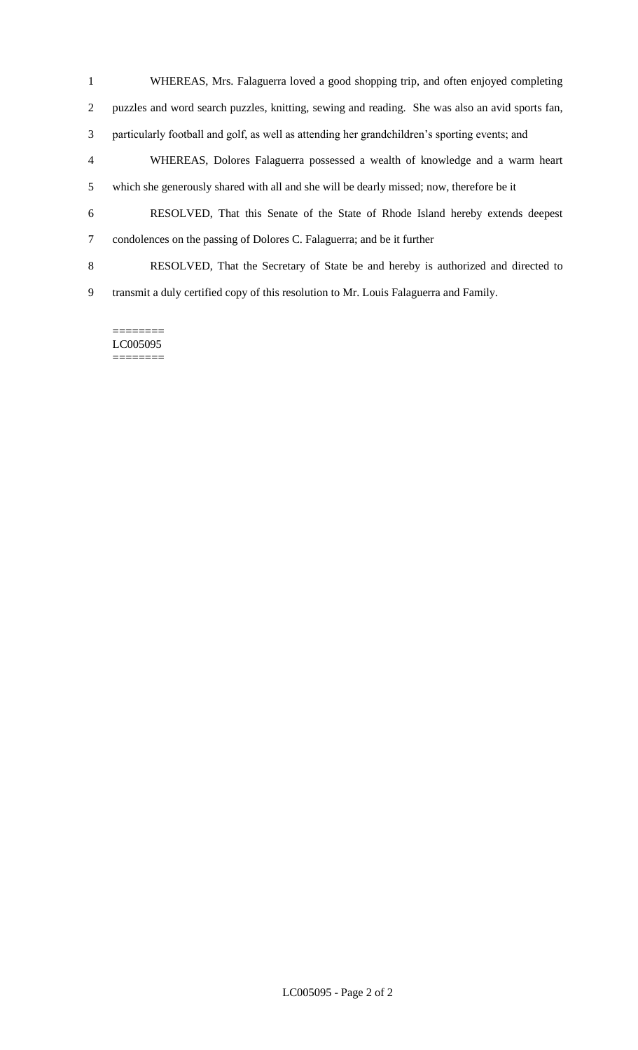WHEREAS, Mrs. Falaguerra loved a good shopping trip, and often enjoyed completing puzzles and word search puzzles, knitting, sewing and reading. She was also an avid sports fan, particularly football and golf, as well as attending her grandchildren's sporting events; and

WHEREAS, Dolores Falaguerra possessed a wealth of knowledge and a warm heart which she generously shared with all and she will be dearly missed; now, therefore be it

RESOLVED, That this Senate of the State of Rhode Island hereby extends deepest condolences on the passing of Dolores C. Falaguerra; and be it further

RESOLVED, That the Secretary of State be and hereby is authorized and directed to transmit a duly certified copy of this resolution to Mr. Louis Falaguerra and Family.

========
LC005095
========